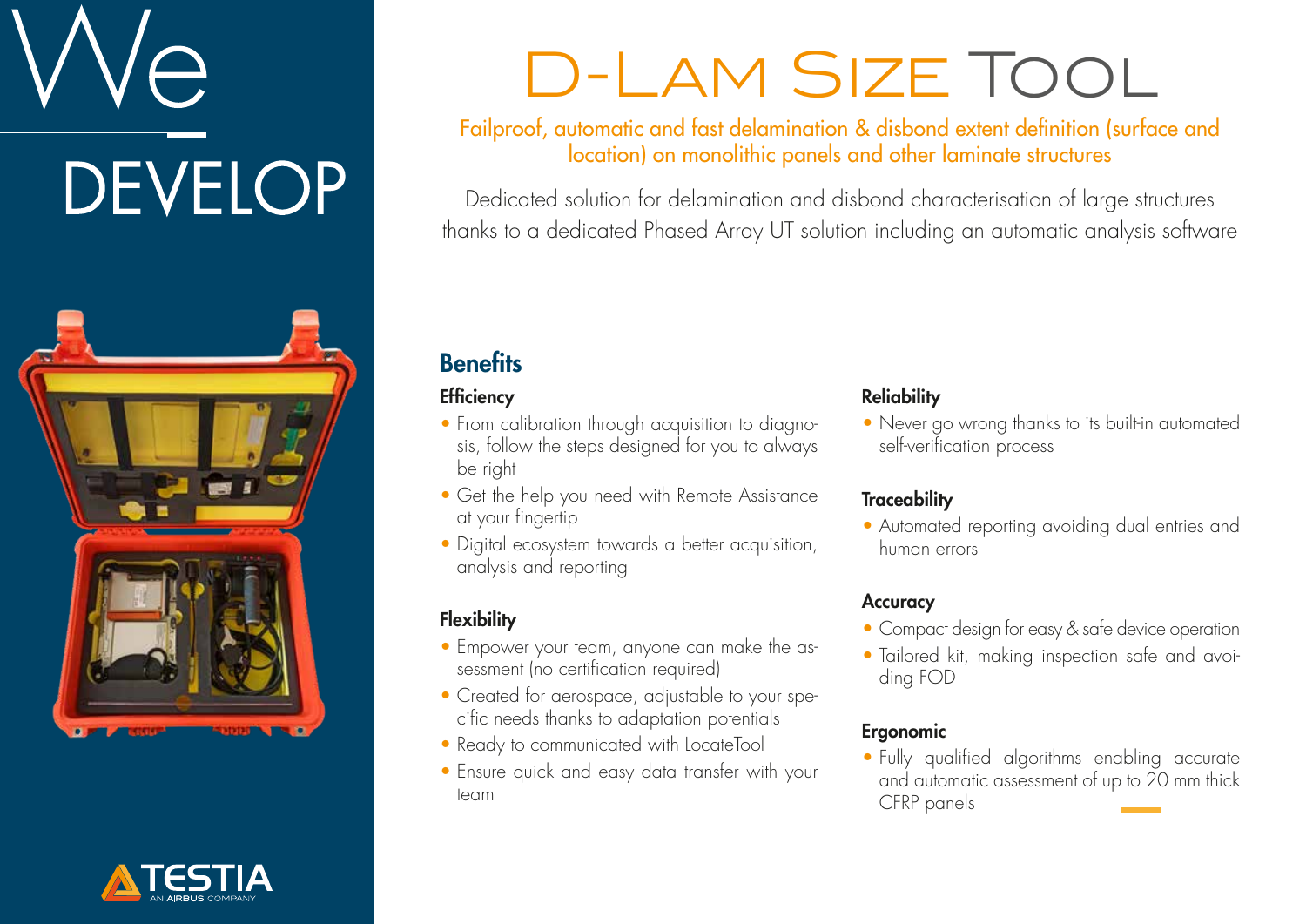We DEVELOP

# D-LAM SIZE TOOL

Failproof, automatic and fast delamination & disbond extent definition (surface and location) on monolithic panels and other laminate structures

Dedicated solution for delamination and disbond characterisation of large structures thanks to a dedicated Phased Array UT solution including an automatic analysis software

## Benefits

### Efficiency

- From calibration through acquisition to diagnosis, follow the steps designed for you to always be right
- Get the help you need with Remote Assistance at your fingertip
- Digital ecosystem towards a better acquisition, analysis and reporting

### Flexibility

- Empower your team, anyone can make the assessment (no certification required)
- Created for aerospace, adjustable to your specific needs thanks to adaptation potentials
- Ready to communicated with LocateTool
- Ensure quick and easy data transfer with your team

### Reliability

- Never go wrong thanks to its built-in automated self-verification process

### Traceability

- Automated reporting avoiding dual entries and human errors

### Accuracy

- Compact design for easy & safe device operation
- Tailored kit, making inspection safe and avoiding FOD

### Ergonomic

- Fully qualified algorithms enabling accurate and automatic assessment of up to 20 mm thick CFRP panels

TESTIA
AN AIRBUS COMPANY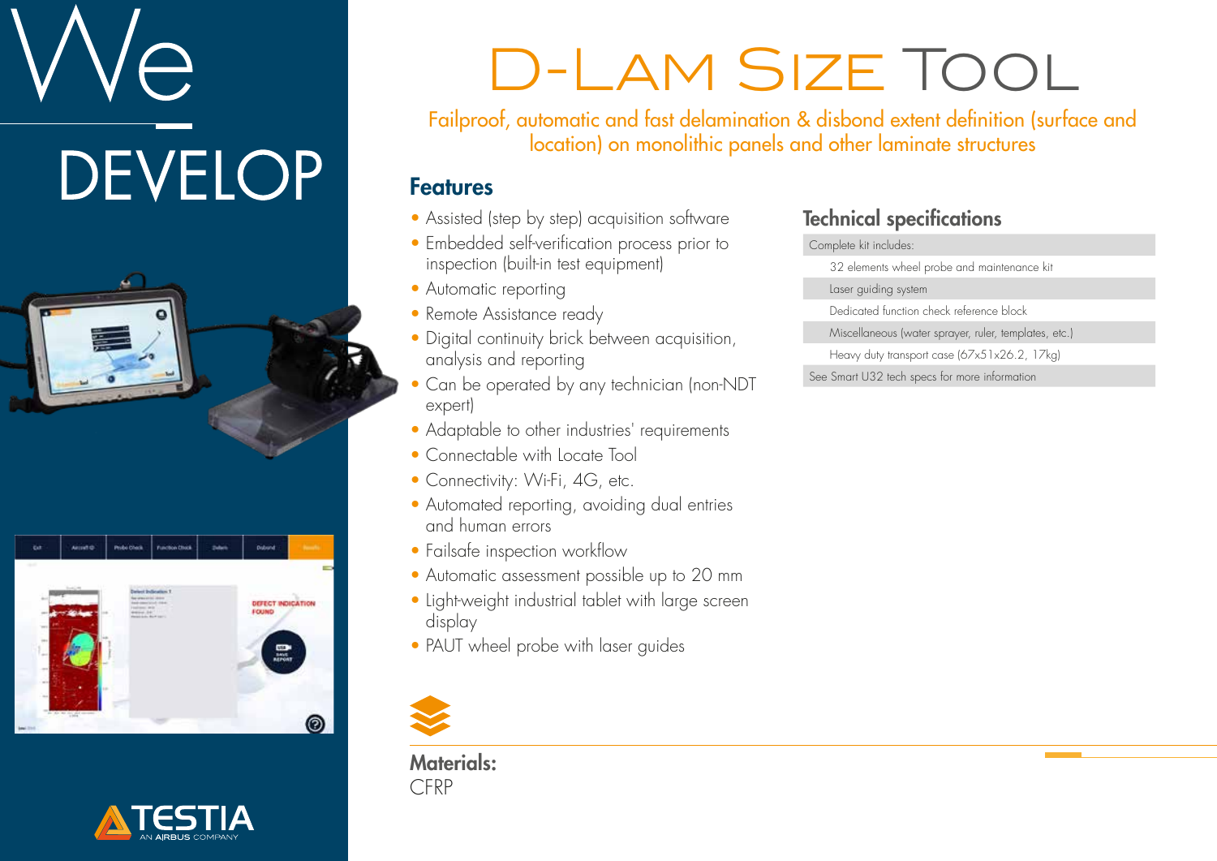# We DEVELOP

# D-Lam Size Tool

Failproof, automatic and fast delamination & disbond extent definition (surface and location) on monolithic panels and other laminate structures

## Features

- Assisted (step by step) acquisition software
- Embedded self-verification process prior to inspection (built-in test equipment)
- Automatic reporting
- Remote Assistance ready
- Digital continuity brick between acquisition, analysis and reporting
- Can be operated by any technician (non-NDT expert)
- Adaptable to other industries' requirements
- Connectable with Locate Tool
- Connectivity: Wi-Fi, 4G, etc.
- Automated reporting, avoiding dual entries and human errors
- Failsafe inspection workflow
- Automatic assessment possible up to 20 mm
- Light-weight industrial tablet with large screen display
- PAUT wheel probe with laser guides

## Technical specifications

| |
|---|
| Complete kit includes: |
| 32 elements wheel probe and maintenance kit |
| Laser guiding system |
| Dedicated function check reference block |
| Miscellaneous (water sprayer, ruler, templates, etc.) |
| Heavy duty transport case (67x51x26.2, 17kg) |
| See Smart U32 tech specs for more information |

**Materials:**
CFRP

TESTIA
AN AIRBUS COMPANY